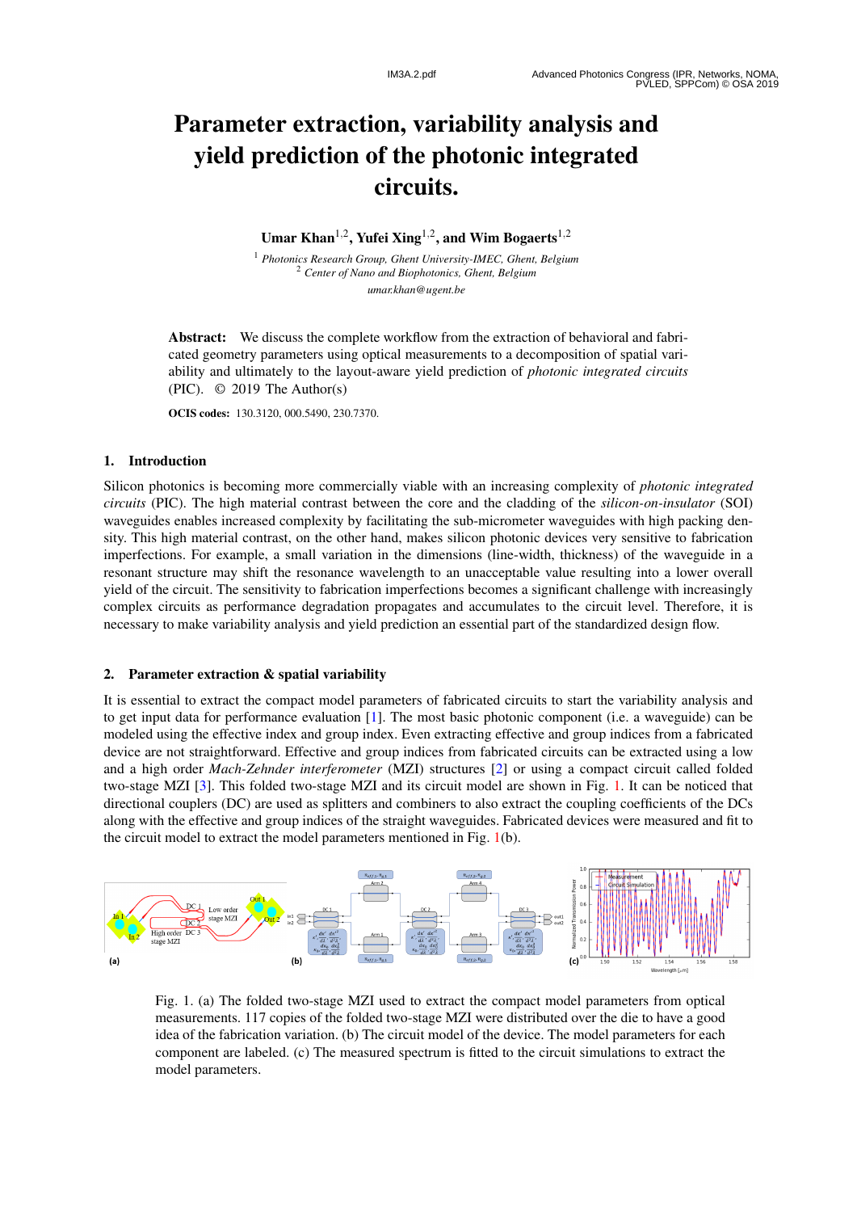# Parameter extraction, variability analysis and yield prediction of the photonic integrated circuits.

**Umar Khan[1,2], Yufei Xing[1,2], and Wim Bogaerts[1,2]**

[1] *Photonics Research Group, Ghent University-IMEC, Ghent, Belgium*
[2] *Center of Nano and Biophotonics, Ghent, Belgium*
*umar.khan@ugent.be*

**Abstract:** We discuss the complete workflow from the extraction of behavioral and fabricated geometry parameters using optical measurements to a decomposition of spatial variability and ultimately to the layout-aware yield prediction of *photonic integrated circuits* (PIC). © 2019 The Author(s)

**OCIS codes:** 130.3120, 000.5490, 230.7370.

## 1. Introduction

Silicon photonics is becoming more commercially viable with an increasing complexity of *photonic integrated circuits* (PIC). The high material contrast between the core and the cladding of the *silicon-on-insulator* (SOI) waveguides enables increased complexity by facilitating the sub-micrometer waveguides with high packing density. This high material contrast, on the other hand, makes silicon photonic devices very sensitive to fabrication imperfections. For example, a small variation in the dimensions (line-width, thickness) of the waveguide in a resonant structure may shift the resonance wavelength to an unacceptable value resulting into a lower overall yield of the circuit. The sensitivity to fabrication imperfections becomes a significant challenge with increasingly complex circuits as performance degradation propagates and accumulates to the circuit level. Therefore, it is necessary to make variability analysis and yield prediction an essential part of the standardized design flow.

## 2. Parameter extraction & spatial variability

It is essential to extract the compact model parameters of fabricated circuits to start the variability analysis and to get input data for performance evaluation [1]. The most basic photonic component (i.e. a waveguide) can be modeled using the effective index and group index. Even extracting effective and group indices from a fabricated device are not straightforward. Effective and group indices from fabricated circuits can be extracted using a low and a high order *Mach-Zehnder interferometer* (MZI) structures [2] or using a compact circuit called folded two-stage MZI [3]. This folded two-stage MZI and its circuit model are shown in Fig. 1. It can be noticed that directional couplers (DC) are used as splitters and combiners to also extract the coupling coefficients of the DCs along with the effective and group indices of the straight waveguides. Fabricated devices were measured and fit to the circuit model to extract the model parameters mentioned in Fig. 1(b).

Fig. 1. (a) The folded two-stage MZI used to extract the compact model parameters from optical measurements. 117 copies of the folded two-stage MZI were distributed over the die to have a good idea of the fabrication variation. (b) The circuit model of the device. The model parameters for each component are labeled. (c) The measured spectrum is fitted to the circuit simulations to extract the model parameters.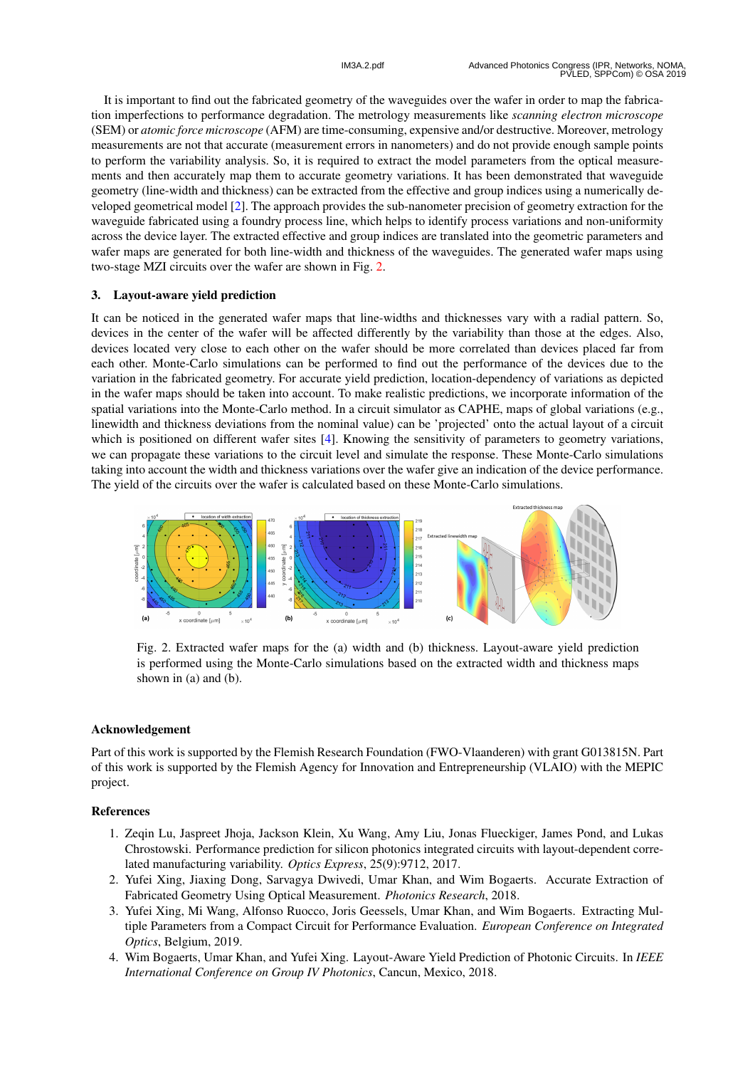It is important to find out the fabricated geometry of the waveguides over the wafer in order to map the fabrication imperfections to performance degradation. The metrology measurements like *scanning electron microscope* (SEM) or *atomic force microscope* (AFM) are time-consuming, expensive and/or destructive. Moreover, metrology measurements are not that accurate (measurement errors in nanometers) and do not provide enough sample points to perform the variability analysis. So, it is required to extract the model parameters from the optical measurements and then accurately map them to accurate geometry variations. It has been demonstrated that waveguide geometry (line-width and thickness) can be extracted from the effective and group indices using a numerically developed geometrical model [2]. The approach provides the sub-nanometer precision of geometry extraction for the waveguide fabricated using a foundry process line, which helps to identify process variations and non-uniformity across the device layer. The extracted effective and group indices are translated into the geometric parameters and wafer maps are generated for both line-width and thickness of the waveguides. The generated wafer maps using two-stage MZI circuits over the wafer are shown in Fig. 2.

## 3. Layout-aware yield prediction

It can be noticed in the generated wafer maps that line-widths and thicknesses vary with a radial pattern. So, devices in the center of the wafer will be affected differently by the variability than those at the edges. Also, devices located very close to each other on the wafer should be more correlated than devices placed far from each other. Monte-Carlo simulations can be performed to find out the performance of the devices due to the variation in the fabricated geometry. For accurate yield prediction, location-dependency of variations as depicted in the wafer maps should be taken into account. To make realistic predictions, we incorporate information of the spatial variations into the Monte-Carlo method. In a circuit simulator as CAPHE, maps of global variations (e.g., linewidth and thickness deviations from the nominal value) can be 'projected' onto the actual layout of a circuit which is positioned on different wafer sites [4]. Knowing the sensitivity of parameters to geometry variations, we can propagate these variations to the circuit level and simulate the response. These Monte-Carlo simulations taking into account the width and thickness variations over the wafer give an indication of the device performance. The yield of the circuits over the wafer is calculated based on these Monte-Carlo simulations.

Fig. 2. Extracted wafer maps for the (a) width and (b) thickness. Layout-aware yield prediction is performed using the Monte-Carlo simulations based on the extracted width and thickness maps shown in (a) and (b).

## Acknowledgement

Part of this work is supported by the Flemish Research Foundation (FWO-Vlaanderen) with grant G013815N. Part of this work is supported by the Flemish Agency for Innovation and Entrepreneurship (VLAIO) with the MEPIC project.

## References

1. Zeqin Lu, Jaspreet Jhoja, Jackson Klein, Xu Wang, Amy Liu, Jonas Flueckiger, James Pond, and Lukas Chrostowski. Performance prediction for silicon photonics integrated circuits with layout-dependent correlated manufacturing variability. *Optics Express*, 25(9):9712, 2017.
2. Yufei Xing, Jiaxing Dong, Sarvagya Dwivedi, Umar Khan, and Wim Bogaerts. Accurate Extraction of Fabricated Geometry Using Optical Measurement. *Photonics Research*, 2018.
3. Yufei Xing, Mi Wang, Alfonso Ruocco, Joris Geessels, Umar Khan, and Wim Bogaerts. Extracting Multiple Parameters from a Compact Circuit for Performance Evaluation. *European Conference on Integrated Optics*, Belgium, 2019.
4. Wim Bogaerts, Umar Khan, and Yufei Xing. Layout-Aware Yield Prediction of Photonic Circuits. In *IEEE International Conference on Group IV Photonics*, Cancun, Mexico, 2018.